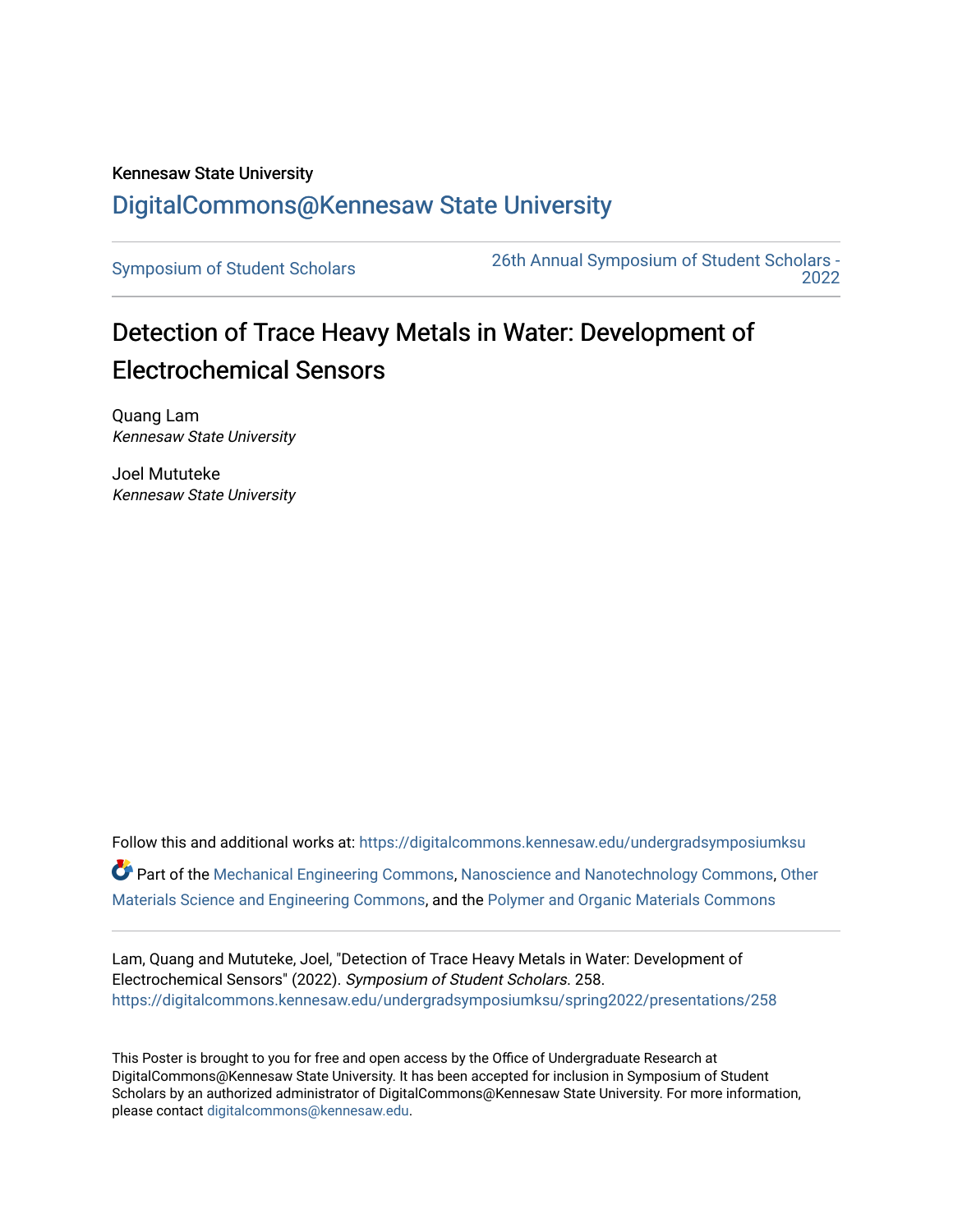Kennesaw State University

DigitalCommons@Kennesaw State University

Symposium of Student Scholars

26th Annual Symposium of Student Scholars - 2022

# Detection of Trace Heavy Metals in Water: Development of Electrochemical Sensors

Quang Lam
*Kennesaw State University*

Joel Mututeke
*Kennesaw State University*

Follow this and additional works at: https://digitalcommons.kennesaw.edu/undergradsymposiumksu

Part of the Mechanical Engineering Commons, Nanoscience and Nanotechnology Commons, Other Materials Science and Engineering Commons, and the Polymer and Organic Materials Commons

Lam, Quang and Mututeke, Joel, "Detection of Trace Heavy Metals in Water: Development of Electrochemical Sensors" (2022). *Symposium of Student Scholars*. 258.
https://digitalcommons.kennesaw.edu/undergradsymposiumksu/spring2022/presentations/258

This Poster is brought to you for free and open access by the Office of Undergraduate Research at DigitalCommons@Kennesaw State University. It has been accepted for inclusion in Symposium of Student Scholars by an authorized administrator of DigitalCommons@Kennesaw State University. For more information, please contact digitalcommons@kennesaw.edu.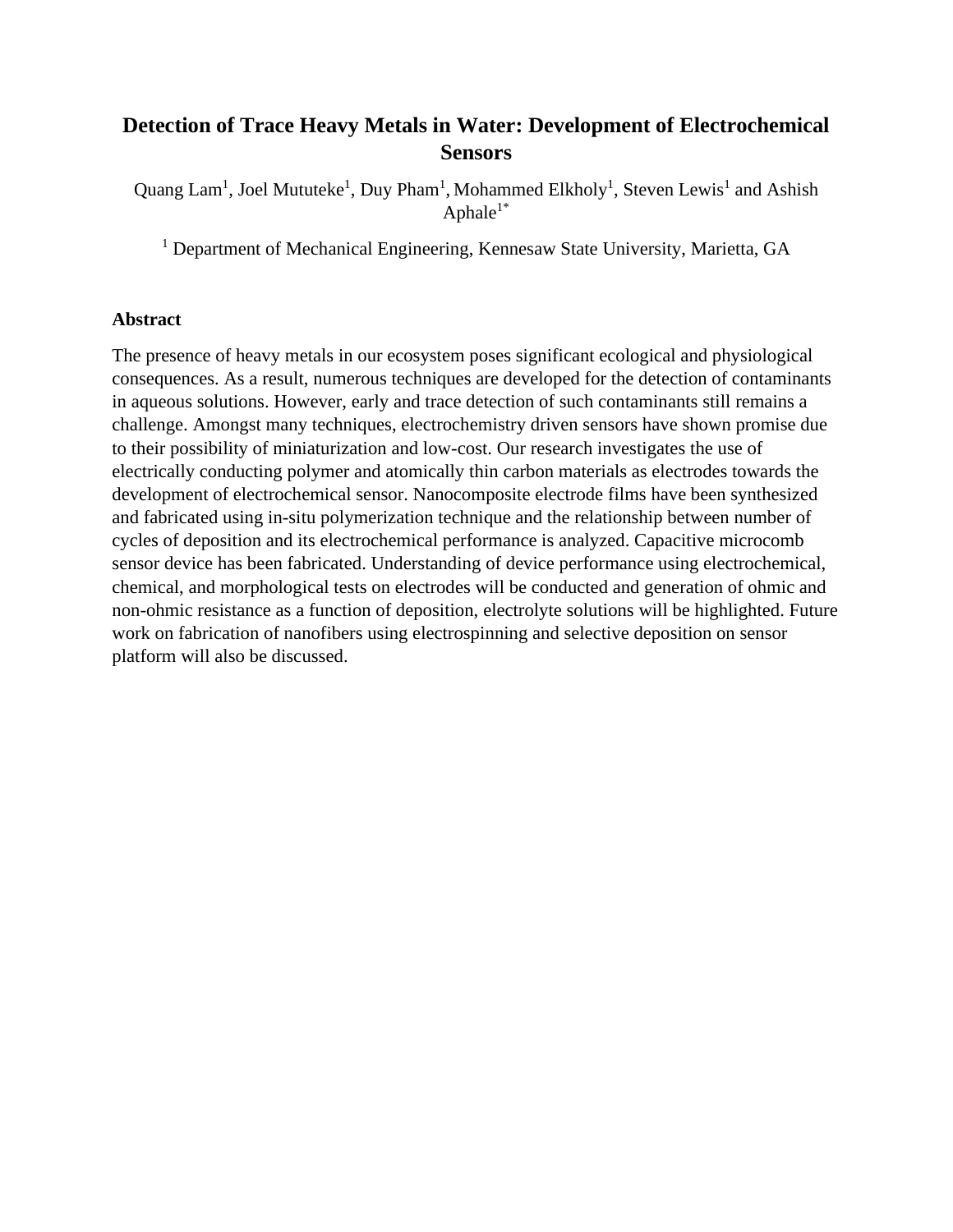# Detection of Trace Heavy Metals in Water: Development of Electrochemical Sensors

Quang Lam[1], Joel Mututeke[1], Duy Pham[1], Mohammed Elkholy[1], Steven Lewis[1] and Ashish Aphale[1*]

[1] Department of Mechanical Engineering, Kennesaw State University, Marietta, GA

## Abstract

The presence of heavy metals in our ecosystem poses significant ecological and physiological consequences. As a result, numerous techniques are developed for the detection of contaminants in aqueous solutions. However, early and trace detection of such contaminants still remains a challenge. Amongst many techniques, electrochemistry driven sensors have shown promise due to their possibility of miniaturization and low-cost. Our research investigates the use of electrically conducting polymer and atomically thin carbon materials as electrodes towards the development of electrochemical sensor. Nanocomposite electrode films have been synthesized and fabricated using in-situ polymerization technique and the relationship between number of cycles of deposition and its electrochemical performance is analyzed. Capacitive microcomb sensor device has been fabricated. Understanding of device performance using electrochemical, chemical, and morphological tests on electrodes will be conducted and generation of ohmic and non-ohmic resistance as a function of deposition, electrolyte solutions will be highlighted. Future work on fabrication of nanofibers using electrospinning and selective deposition on sensor platform will also be discussed.